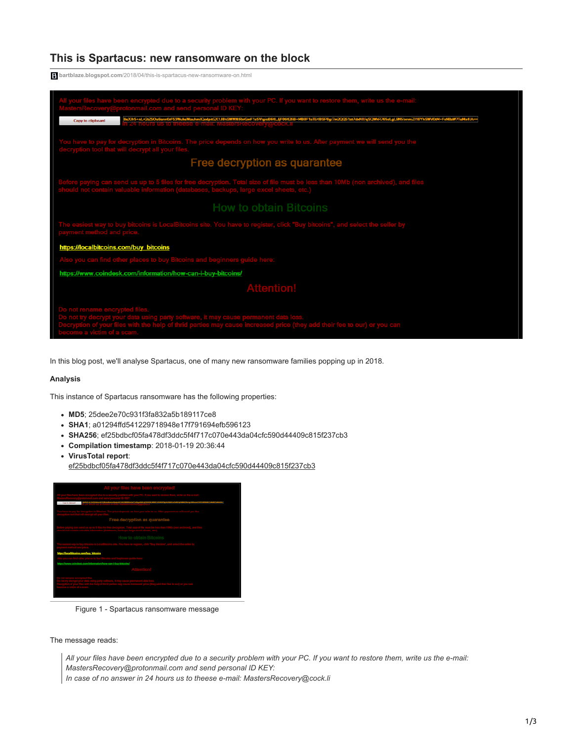# This is Spartacus: new ransomware on the block

bartblaze.blogspot.com/2018/04/this-is-spartacus-new-ransomware-on.html

In this blog post, we'll analyse Spartacus, one of many new ransomware families popping up in 2018.

**Analysis**

This instance of Spartacus ransomware has the following properties:

- **MD5**; 25dee2e70c931f3fa832a5b189117ce8
- **SHA1**; a01294ffd541229718948e17f791694efb596123
- **SHA256**; ef25bdbcf05fa478df3ddc5f4f717c070e443da04cfc590d44409c815f237cb3
- **Compilation timestamp**: 2018-01-19 20:36:44
- **VirusTotal report**: ef25bdbcf05fa478df3ddc5f4f717c070e443da04cfc590d44409c815f237cb3

Figure 1 - Spartacus ransomware message

The message reads:

> *All your files have been encrypted due to a security problem with your PC. If you want to restore them, write us the e-mail: MastersRecovery@protonmail.com and send personal ID KEY:*
> *In case of no answer in 24 hours us to theese e-mail: MastersRecovery@cock.li*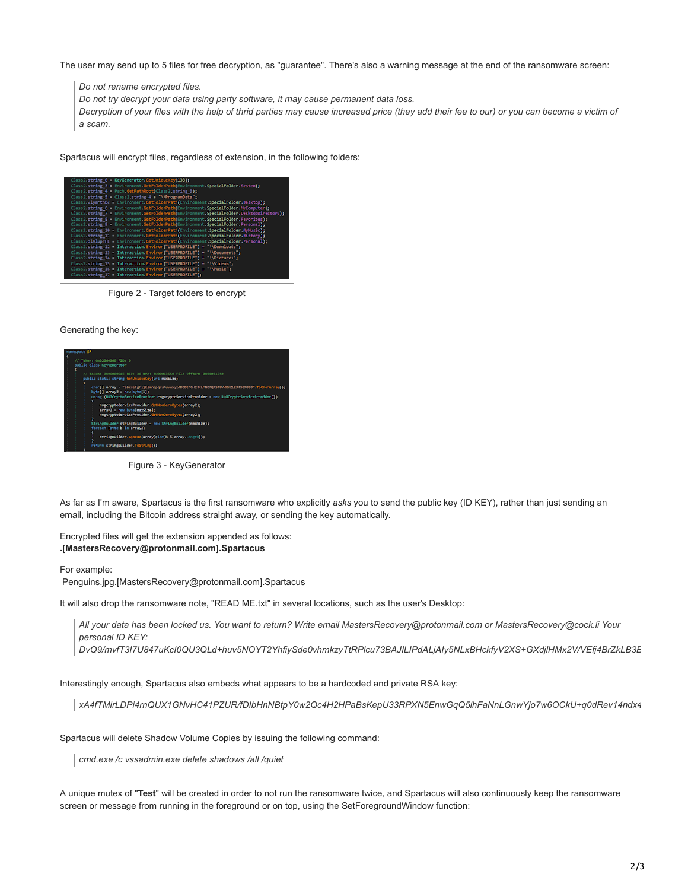The user may send up to 5 files for free decryption, as "guarantee". There's also a warning message at the end of the ransomware screen:

> *Do not rename encrypted files.*
> *Do not try decrypt your data using party software, it may cause permanent data loss.*
> *Decryption of your files with the help of thrid parties may cause increased price (they add their fee to our) or you can become a victim of a scam.*

Spartacus will encrypt files, regardless of extension, in the following folders:

```
Class2.string_0 = KeyGenerator.GetUniqueKey(133);
Class2.string_3 = Environment.GetFolderPath(Environment.SpecialFolder.System);
Class2.string_4 = Path.GetPathRoot(Class2.string_3);
Class2.string_5 = Class2.string_4 + "\\ProgramData";
Class2.vlymthDc = Environment.GetFolderPath(Environment.SpecialFolder.Desktop);
Class2.string_6 = Environment.GetFolderPath(Environment.SpecialFolder.MyComputer);
Class2.string_7 = Environment.GetFolderPath(Environment.SpecialFolder.DesktopDirectory);
Class2.string_8 = Environment.GetFolderPath(Environment.SpecialFolder.Favorites);
Class2.string_9 = Environment.GetFolderPath(Environment.SpecialFolder.Personal);
Class2.string_10 = Environment.GetFolderPath(Environment.SpecialFolder.MyMusic);
Class2.string_11 = Environment.GetFolderPath(Environment.SpecialFolder.History);
Class2.olVluprHE = Environment.GetFolderPath(Environment.SpecialFolder.Personal);
Class2.string_12 = Interaction.Environ("USERPROFILE") + "\\Downloads";
Class2.string_13 = Interaction.Environ("USERPROFILE") + "\\Documents";
Class2.string_14 = Interaction.Environ("USERPROFILE") + "\\Pictures";
Class2.string_15 = Interaction.Environ("USERPROFILE") + "\\Videos";
Class2.string_16 = Interaction.Environ("USERPROFILE") + "\\Music";
Class2.string_17 = Interaction.Environ("USERPROFILE");
```

Figure 2 - Target folders to encrypt

Generating the key:

```
namespace SF
{
    // Token: 0x02000009 RID: 9
    public class KeyGenerator
    {
        // Token: 0x0600001E RID: 30 RVA: 0x00003550 File Offset: 0x00001750
        public static string GetUniqueKey(int maxSize)
        {
            char[] array = "abcdefghijklmnopqrstuvwxyzABCDEFGHIJKLMNOPQRSTUVWXYZ1234567890".ToCharArray();
            byte[] array2 = new byte[1];
            using (RNGCryptoServiceProvider rngcryptoServiceProvider = new RNGCryptoServiceProvider())
            {
                rngcryptoServiceProvider.GetNonZeroBytes(array2);
                array2 = new byte[maxSize];
                rngcryptoServiceProvider.GetNonZeroBytes(array2);
            }
            StringBuilder stringBuilder = new StringBuilder(maxSize);
            foreach (byte b in array2)
            {
                stringBuilder.Append(array[(int)b % array.Length]);
            }
            return stringBuilder.ToString();
        }
```

Figure 3 - KeyGenerator

As far as I'm aware, Spartacus is the first ransomware who explicitly *asks* you to send the public key (ID KEY), rather than just sending an email, including the Bitcoin address straight away, or sending the key automatically.

Encrypted files will get the extension appended as follows:
**.[MastersRecovery@protonmail.com].Spartacus**

For example:
Penguins.jpg.[MastersRecovery@protonmail.com].Spartacus

It will also drop the ransomware note, "READ ME.txt" in several locations, such as the user's Desktop:

> *All your data has been locked us. You want to return? Write email MastersRecovery@protonmail.com or MastersRecovery@cock.li Your personal ID KEY:*
> *DvQ9/mvfT3l7U847uKcI0QU3QLd+huv5NOYT2YhfiySde0vhmkzyTtRPlcu73BAJILIPdALjAIy5NLxBHckfyV2XS+GXdjlHMx2V/VEfj4BrZkLB3E*

Interestingly enough, Spartacus also embeds what appears to be a hardcoded and private RSA key:

> *xA4fTMirLDPi4rnQUX1GNvHC41PZUR/fDIbHnNBtpY0w2Qc4H2HPaBsKepU33RPXN5EnwGqQ5lhFaNnLGnwYjo7w6OCkU+q0dRev14ndx4*

Spartacus will delete Shadow Volume Copies by issuing the following command:

> *cmd.exe /c vssadmin.exe delete shadows /all /quiet*

A unique mutex of "**Test**" will be created in order to not run the ransomware twice, and Spartacus will also continuously keep the ransomware screen or message from running in the foreground or on top, using the SetForegroundWindow function: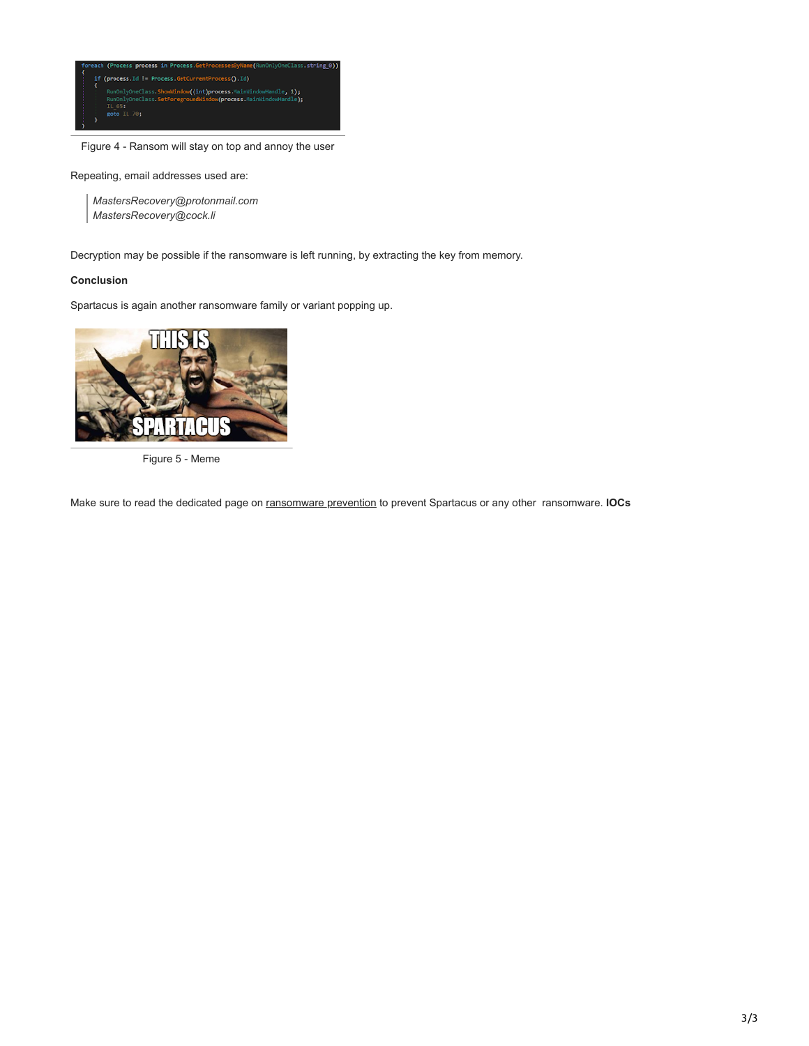Figure 4 - Ransom will stay on top and annoy the user

Repeating, email addresses used are:

> *MastersRecovery@protonmail.com*
> *MastersRecovery@cock.li*

Decryption may be possible if the ransomware is left running, by extracting the key from memory.

**Conclusion**

Spartacus is again another ransomware family or variant popping up.

Figure 5 - Meme

Make sure to read the dedicated page on ransomware prevention to prevent Spartacus or any other ransomware. **IOCs**